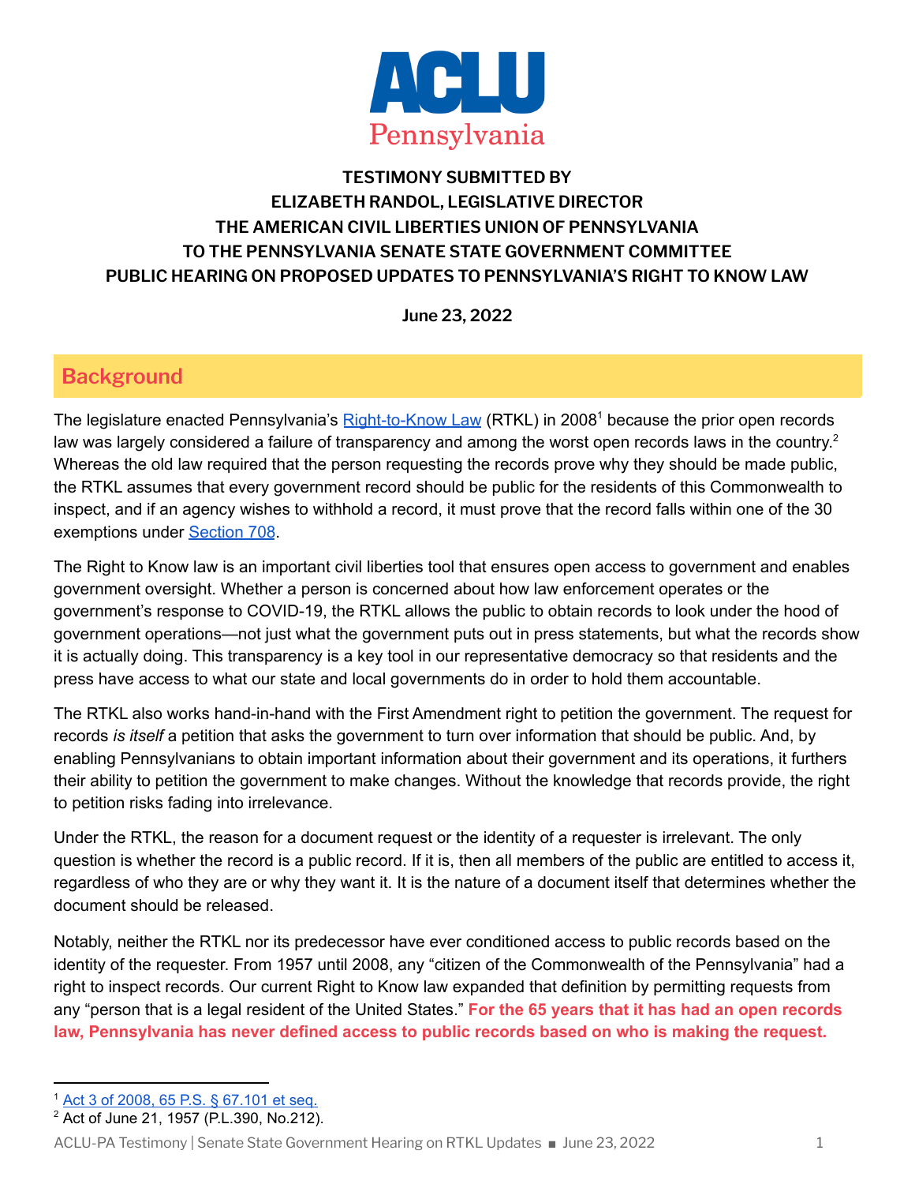# ACLU Pennsylvania

**TESTIMONY SUBMITTED BY**
**ELIZABETH RANDOL, LEGISLATIVE DIRECTOR**
**THE AMERICAN CIVIL LIBERTIES UNION OF PENNSYLVANIA**
**TO THE PENNSYLVANIA SENATE STATE GOVERNMENT COMMITTEE**
**PUBLIC HEARING ON PROPOSED UPDATES TO PENNSYLVANIA'S RIGHT TO KNOW LAW**

**June 23, 2022**

## Background

The legislature enacted Pennsylvania's [Right-to-Know Law](#) (RTKL) in 2008[1] because the prior open records law was largely considered a failure of transparency and among the worst open records laws in the country.[2] Whereas the old law required that the person requesting the records prove why they should be made public, the RTKL assumes that every government record should be public for the residents of this Commonwealth to inspect, and if an agency wishes to withhold a record, it must prove that the record falls within one of the 30 exemptions under [Section 708](#).

The Right to Know law is an important civil liberties tool that ensures open access to government and enables government oversight. Whether a person is concerned about how law enforcement operates or the government's response to COVID-19, the RTKL allows the public to obtain records to look under the hood of government operations—not just what the government puts out in press statements, but what the records show it is actually doing. This transparency is a key tool in our representative democracy so that residents and the press have access to what our state and local governments do in order to hold them accountable.

The RTKL also works hand-in-hand with the First Amendment right to petition the government. The request for records *is itself* a petition that asks the government to turn over information that should be public. And, by enabling Pennsylvanians to obtain important information about their government and its operations, it furthers their ability to petition the government to make changes. Without the knowledge that records provide, the right to petition risks fading into irrelevance.

Under the RTKL, the reason for a document request or the identity of a requester is irrelevant. The only question is whether the record is a public record. If it is, then all members of the public are entitled to access it, regardless of who they are or why they want it. It is the nature of a document itself that determines whether the document should be released.

Notably, neither the RTKL nor its predecessor have ever conditioned access to public records based on the identity of the requester. From 1957 until 2008, any "citizen of the Commonwealth of the Pennsylvania" had a right to inspect records. Our current Right to Know law expanded that definition by permitting requests from any "person that is a legal resident of the United States." **For the 65 years that it has had an open records law, Pennsylvania has never defined access to public records based on who is making the request.**

---

[1] [Act 3 of 2008, 65 P.S. § 67.101 et seq.](#)
[2] Act of June 21, 1957 (P.L.390, No.212).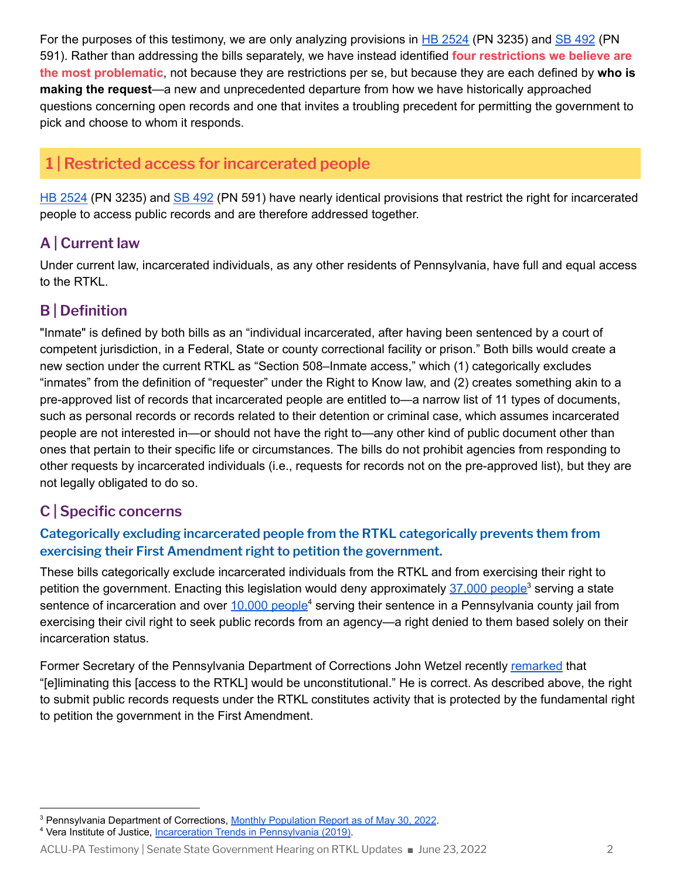For the purposes of this testimony, we are only analyzing provisions in HB 2524 (PN 3235) and SB 492 (PN 591). Rather than addressing the bills separately, we have instead identified **four restrictions we believe are the most problematic**, not because they are restrictions per se, but because they are each defined by **who is making the request**—a new and unprecedented departure from how we have historically approached questions concerning open records and one that invites a troubling precedent for permitting the government to pick and choose to whom it responds.

## 1 | Restricted access for incarcerated people

HB 2524 (PN 3235) and SB 492 (PN 591) have nearly identical provisions that restrict the right for incarcerated people to access public records and are therefore addressed together.

### A | Current law

Under current law, incarcerated individuals, as any other residents of Pennsylvania, have full and equal access to the RTKL.

### B | Definition

"Inmate" is defined by both bills as an "individual incarcerated, after having been sentenced by a court of competent jurisdiction, in a Federal, State or county correctional facility or prison." Both bills would create a new section under the current RTKL as "Section 508–Inmate access," which (1) categorically excludes "inmates" from the definition of "requester" under the Right to Know law, and (2) creates something akin to a pre-approved list of records that incarcerated people are entitled to—a narrow list of 11 types of documents, such as personal records or records related to their detention or criminal case, which assumes incarcerated people are not interested in—or should not have the right to—any other kind of public document other than ones that pertain to their specific life or circumstances. The bills do not prohibit agencies from responding to other requests by incarcerated individuals (i.e., requests for records not on the pre-approved list), but they are not legally obligated to do so.

### C | Specific concerns

#### Categorically excluding incarcerated people from the RTKL categorically prevents them from exercising their First Amendment right to petition the government.

These bills categorically exclude incarcerated individuals from the RTKL and from exercising their right to petition the government. Enacting this legislation would deny approximately 37,000 people[3] serving a state sentence of incarceration and over 10,000 people[4] serving their sentence in a Pennsylvania county jail from exercising their civil right to seek public records from an agency—a right denied to them based solely on their incarceration status.

Former Secretary of the Pennsylvania Department of Corrections John Wetzel recently remarked that "[e]liminating this [access to the RTKL] would be unconstitutional." He is correct. As described above, the right to submit public records requests under the RTKL constitutes activity that is protected by the fundamental right to petition the government in the First Amendment.

---

[3] Pennsylvania Department of Corrections, Monthly Population Report as of May 30, 2022.

[4] Vera Institute of Justice, Incarceration Trends in Pennsylvania (2019).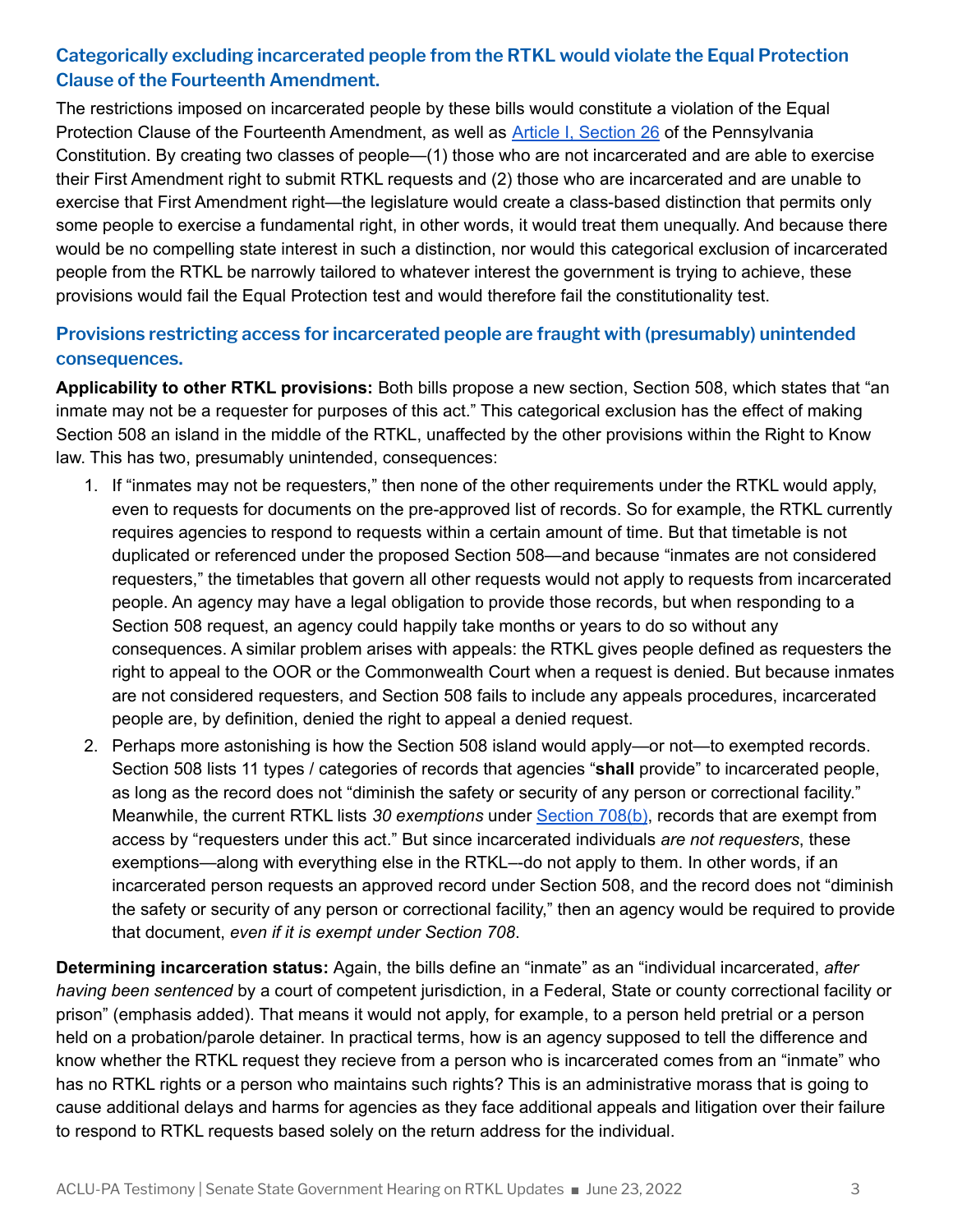## Categorically excluding incarcerated people from the RTKL would violate the Equal Protection Clause of the Fourteenth Amendment.

The restrictions imposed on incarcerated people by these bills would constitute a violation of the Equal Protection Clause of the Fourteenth Amendment, as well as Article I, Section 26 of the Pennsylvania Constitution. By creating two classes of people—(1) those who are not incarcerated and are able to exercise their First Amendment right to submit RTKL requests and (2) those who are incarcerated and are unable to exercise that First Amendment right—the legislature would create a class-based distinction that permits only some people to exercise a fundamental right, in other words, it would treat them unequally. And because there would be no compelling state interest in such a distinction, nor would this categorical exclusion of incarcerated people from the RTKL be narrowly tailored to whatever interest the government is trying to achieve, these provisions would fail the Equal Protection test and would therefore fail the constitutionality test.

## Provisions restricting access for incarcerated people are fraught with (presumably) unintended consequences.

**Applicability to other RTKL provisions:** Both bills propose a new section, Section 508, which states that "an inmate may not be a requester for purposes of this act." This categorical exclusion has the effect of making Section 508 an island in the middle of the RTKL, unaffected by the other provisions within the Right to Know law. This has two, presumably unintended, consequences:

1. If "inmates may not be requesters," then none of the other requirements under the RTKL would apply, even to requests for documents on the pre-approved list of records. So for example, the RTKL currently requires agencies to respond to requests within a certain amount of time. But that timetable is not duplicated or referenced under the proposed Section 508—and because "inmates are not considered requesters," the timetables that govern all other requests would not apply to requests from incarcerated people. An agency may have a legal obligation to provide those records, but when responding to a Section 508 request, an agency could happily take months or years to do so without any consequences. A similar problem arises with appeals: the RTKL gives people defined as requesters the right to appeal to the OOR or the Commonwealth Court when a request is denied. But because inmates are not considered requesters, and Section 508 fails to include any appeals procedures, incarcerated people are, by definition, denied the right to appeal a denied request.
2. Perhaps more astonishing is how the Section 508 island would apply—or not—to exempted records. Section 508 lists 11 types / categories of records that agencies "**shall** provide" to incarcerated people, as long as the record does not "diminish the safety or security of any person or correctional facility." Meanwhile, the current RTKL lists *30 exemptions* under Section 708(b), records that are exempt from access by "requesters under this act." But since incarcerated individuals *are not requesters*, these exemptions—along with everything else in the RTKL—-do not apply to them. In other words, if an incarcerated person requests an approved record under Section 508, and the record does not "diminish the safety or security of any person or correctional facility," then an agency would be required to provide that document, *even if it is exempt under Section 708*.

**Determining incarceration status:** Again, the bills define an "inmate" as an "individual incarcerated, *after having been sentenced* by a court of competent jurisdiction, in a Federal, State or county correctional facility or prison" (emphasis added). That means it would not apply, for example, to a person held pretrial or a person held on a probation/parole detainer. In practical terms, how is an agency supposed to tell the difference and know whether the RTKL request they recieve from a person who is incarcerated comes from an "inmate" who has no RTKL rights or a person who maintains such rights? This is an administrative morass that is going to cause additional delays and harms for agencies as they face additional appeals and litigation over their failure to respond to RTKL requests based solely on the return address for the individual.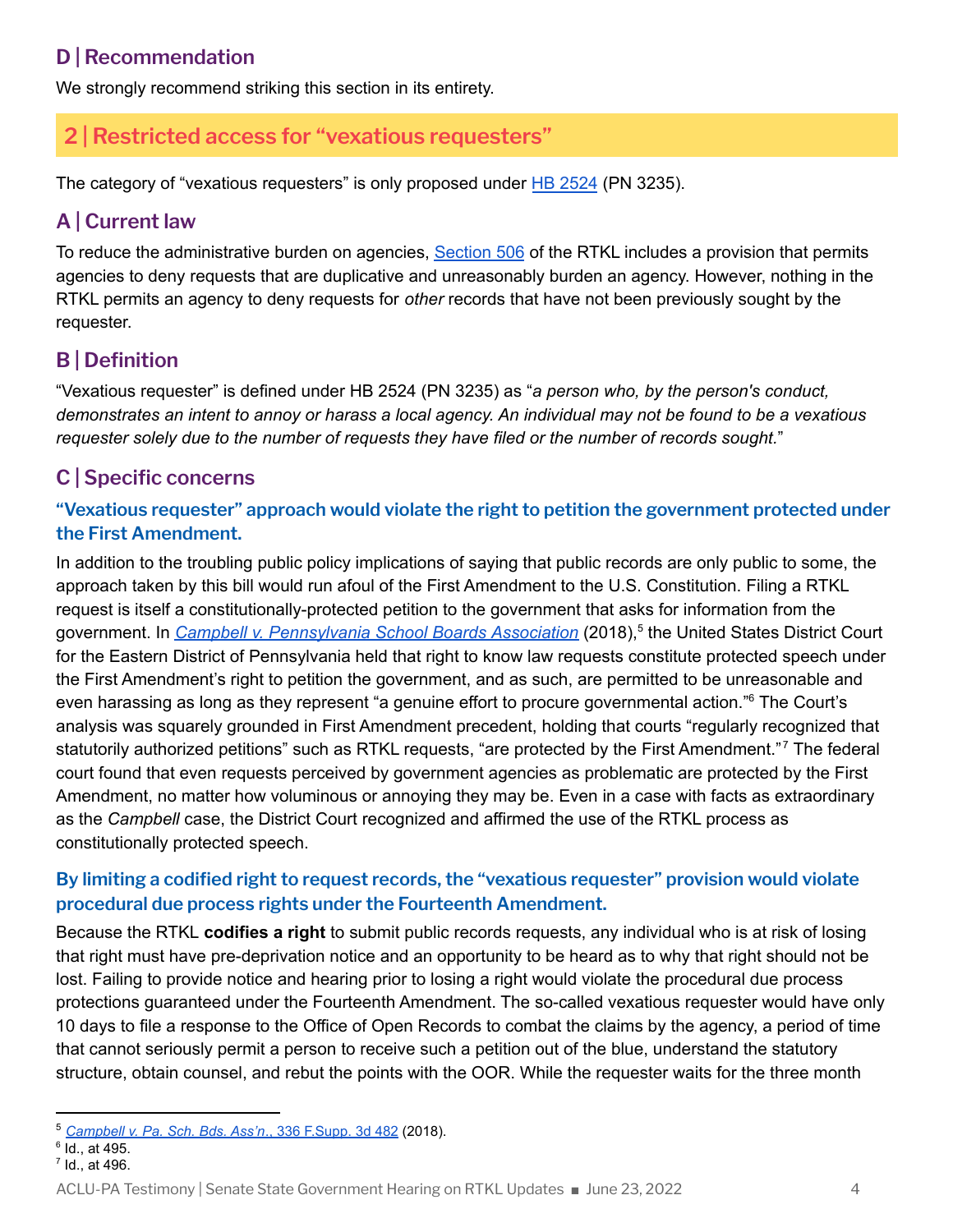### D | Recommendation

We strongly recommend striking this section in its entirety.

## 2 | Restricted access for "vexatious requesters"

The category of "vexatious requesters" is only proposed under HB 2524 (PN 3235).

### A | Current law

To reduce the administrative burden on agencies, Section 506 of the RTKL includes a provision that permits agencies to deny requests that are duplicative and unreasonably burden an agency. However, nothing in the RTKL permits an agency to deny requests for *other* records that have not been previously sought by the requester.

### B | Definition

"Vexatious requester" is defined under HB 2524 (PN 3235) as "*a person who, by the person's conduct, demonstrates an intent to annoy or harass a local agency. An individual may not be found to be a vexatious requester solely due to the number of requests they have filed or the number of records sought.*"

### C | Specific concerns

#### "Vexatious requester" approach would violate the right to petition the government protected under the First Amendment.

In addition to the troubling public policy implications of saying that public records are only public to some, the approach taken by this bill would run afoul of the First Amendment to the U.S. Constitution. Filing a RTKL request is itself a constitutionally-protected petition to the government that asks for information from the government. In *Campbell v. Pennsylvania School Boards Association* (2018),[5] the United States District Court for the Eastern District of Pennsylvania held that right to know law requests constitute protected speech under the First Amendment's right to petition the government, and as such, are permitted to be unreasonable and even harassing as long as they represent "a genuine effort to procure governmental action."[6] The Court's analysis was squarely grounded in First Amendment precedent, holding that courts "regularly recognized that statutorily authorized petitions" such as RTKL requests, "are protected by the First Amendment."[7] The federal court found that even requests perceived by government agencies as problematic are protected by the First Amendment, no matter how voluminous or annoying they may be. Even in a case with facts as extraordinary as the *Campbell* case, the District Court recognized and affirmed the use of the RTKL process as constitutionally protected speech.

#### By limiting a codified right to request records, the "vexatious requester" provision would violate procedural due process rights under the Fourteenth Amendment.

Because the RTKL **codifies a right** to submit public records requests, any individual who is at risk of losing that right must have pre-deprivation notice and an opportunity to be heard as to why that right should not be lost. Failing to provide notice and hearing prior to losing a right would violate the procedural due process protections guaranteed under the Fourteenth Amendment. The so-called vexatious requester would have only 10 days to file a response to the Office of Open Records to combat the claims by the agency, a period of time that cannot seriously permit a person to receive such a petition out of the blue, understand the statutory structure, obtain counsel, and rebut the points with the OOR. While the requester waits for the three month

---

[5] *Campbell v. Pa. Sch. Bds. Ass'n.*, 336 F.Supp. 3d 482 (2018).

[6] Id., at 495.

[7] Id., at 496.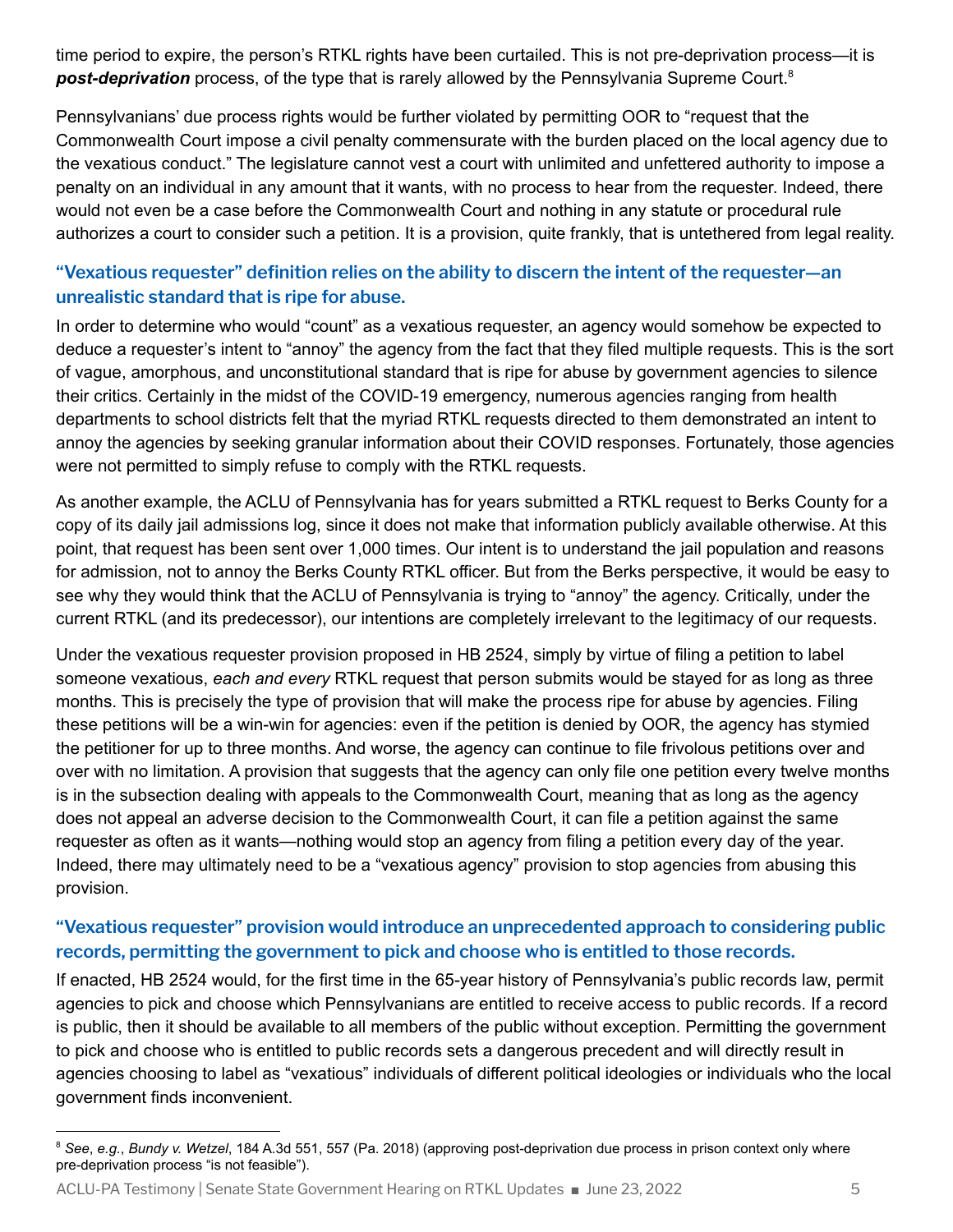time period to expire, the person's RTKL rights have been curtailed. This is not pre-deprivation process—it is ***post-deprivation*** process, of the type that is rarely allowed by the Pennsylvania Supreme Court.[8]

Pennsylvanians' due process rights would be further violated by permitting OOR to "request that the Commonwealth Court impose a civil penalty commensurate with the burden placed on the local agency due to the vexatious conduct." The legislature cannot vest a court with unlimited and unfettered authority to impose a penalty on an individual in any amount that it wants, with no process to hear from the requester. Indeed, there would not even be a case before the Commonwealth Court and nothing in any statute or procedural rule authorizes a court to consider such a petition. It is a provision, quite frankly, that is untethered from legal reality.

### "Vexatious requester" definition relies on the ability to discern the intent of the requester—an unrealistic standard that is ripe for abuse.

In order to determine who would "count" as a vexatious requester, an agency would somehow be expected to deduce a requester's intent to "annoy" the agency from the fact that they filed multiple requests. This is the sort of vague, amorphous, and unconstitutional standard that is ripe for abuse by government agencies to silence their critics. Certainly in the midst of the COVID-19 emergency, numerous agencies ranging from health departments to school districts felt that the myriad RTKL requests directed to them demonstrated an intent to annoy the agencies by seeking granular information about their COVID responses. Fortunately, those agencies were not permitted to simply refuse to comply with the RTKL requests.

As another example, the ACLU of Pennsylvania has for years submitted a RTKL request to Berks County for a copy of its daily jail admissions log, since it does not make that information publicly available otherwise. At this point, that request has been sent over 1,000 times. Our intent is to understand the jail population and reasons for admission, not to annoy the Berks County RTKL officer. But from the Berks perspective, it would be easy to see why they would think that the ACLU of Pennsylvania is trying to "annoy" the agency. Critically, under the current RTKL (and its predecessor), our intentions are completely irrelevant to the legitimacy of our requests.

Under the vexatious requester provision proposed in HB 2524, simply by virtue of filing a petition to label someone vexatious, *each and every* RTKL request that person submits would be stayed for as long as three months. This is precisely the type of provision that will make the process ripe for abuse by agencies. Filing these petitions will be a win-win for agencies: even if the petition is denied by OOR, the agency has stymied the petitioner for up to three months. And worse, the agency can continue to file frivolous petitions over and over with no limitation. A provision that suggests that the agency can only file one petition every twelve months is in the subsection dealing with appeals to the Commonwealth Court, meaning that as long as the agency does not appeal an adverse decision to the Commonwealth Court, it can file a petition against the same requester as often as it wants—nothing would stop an agency from filing a petition every day of the year. Indeed, there may ultimately need to be a "vexatious agency" provision to stop agencies from abusing this provision.

### "Vexatious requester" provision would introduce an unprecedented approach to considering public records, permitting the government to pick and choose who is entitled to those records.

If enacted, HB 2524 would, for the first time in the 65-year history of Pennsylvania's public records law, permit agencies to pick and choose which Pennsylvanians are entitled to receive access to public records. If a record is public, then it should be available to all members of the public without exception. Permitting the government to pick and choose who is entitled to public records sets a dangerous precedent and will directly result in agencies choosing to label as "vexatious" individuals of different political ideologies or individuals who the local government finds inconvenient.

---

[8] *See*, *e.g.*, *Bundy v. Wetzel*, 184 A.3d 551, 557 (Pa. 2018) (approving post-deprivation due process in prison context only where pre-deprivation process "is not feasible").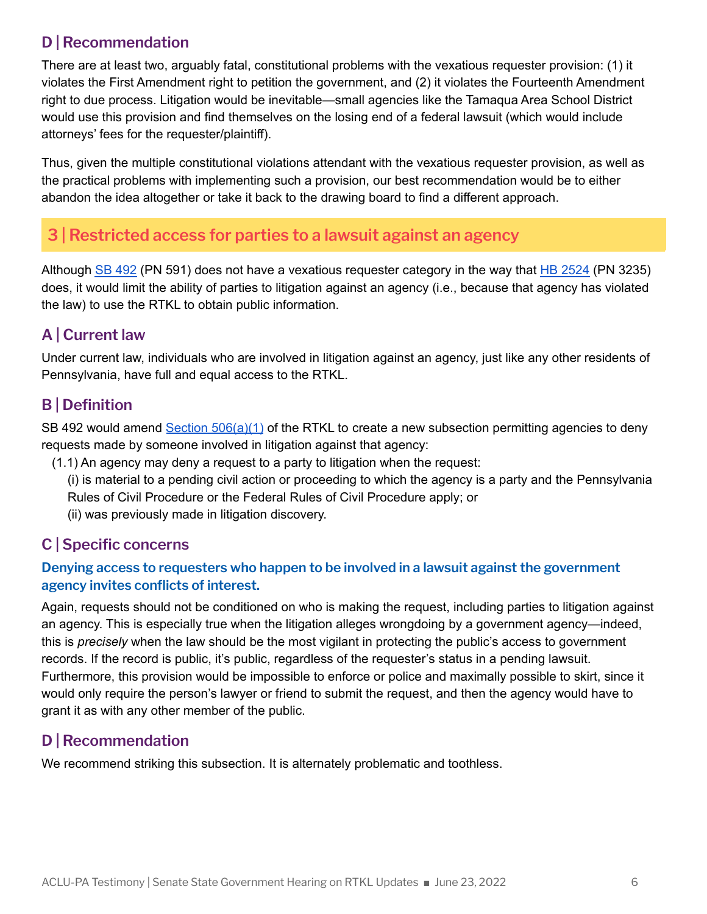### D | Recommendation

There are at least two, arguably fatal, constitutional problems with the vexatious requester provision: (1) it violates the First Amendment right to petition the government, and (2) it violates the Fourteenth Amendment right to due process. Litigation would be inevitable—small agencies like the Tamaqua Area School District would use this provision and find themselves on the losing end of a federal lawsuit (which would include attorneys' fees for the requester/plaintiff).

Thus, given the multiple constitutional violations attendant with the vexatious requester provision, as well as the practical problems with implementing such a provision, our best recommendation would be to either abandon the idea altogether or take it back to the drawing board to find a different approach.

## 3 | Restricted access for parties to a lawsuit against an agency

Although SB 492 (PN 591) does not have a vexatious requester category in the way that HB 2524 (PN 3235) does, it would limit the ability of parties to litigation against an agency (i.e., because that agency has violated the law) to use the RTKL to obtain public information.

### A | Current law

Under current law, individuals who are involved in litigation against an agency, just like any other residents of Pennsylvania, have full and equal access to the RTKL.

### B | Definition

SB 492 would amend Section 506(a)(1) of the RTKL to create a new subsection permitting agencies to deny requests made by someone involved in litigation against that agency:

(1.1) An agency may deny a request to a party to litigation when the request:

(i) is material to a pending civil action or proceeding to which the agency is a party and the Pennsylvania Rules of Civil Procedure or the Federal Rules of Civil Procedure apply; or

(ii) was previously made in litigation discovery.

### C | Specific concerns

**Denying access to requesters who happen to be involved in a lawsuit against the government agency invites conflicts of interest.**

Again, requests should not be conditioned on who is making the request, including parties to litigation against an agency. This is especially true when the litigation alleges wrongdoing by a government agency—indeed, this is *precisely* when the law should be the most vigilant in protecting the public's access to government records. If the record is public, it's public, regardless of the requester's status in a pending lawsuit. Furthermore, this provision would be impossible to enforce or police and maximally possible to skirt, since it would only require the person's lawyer or friend to submit the request, and then the agency would have to grant it as with any other member of the public.

### D | Recommendation

We recommend striking this subsection. It is alternately problematic and toothless.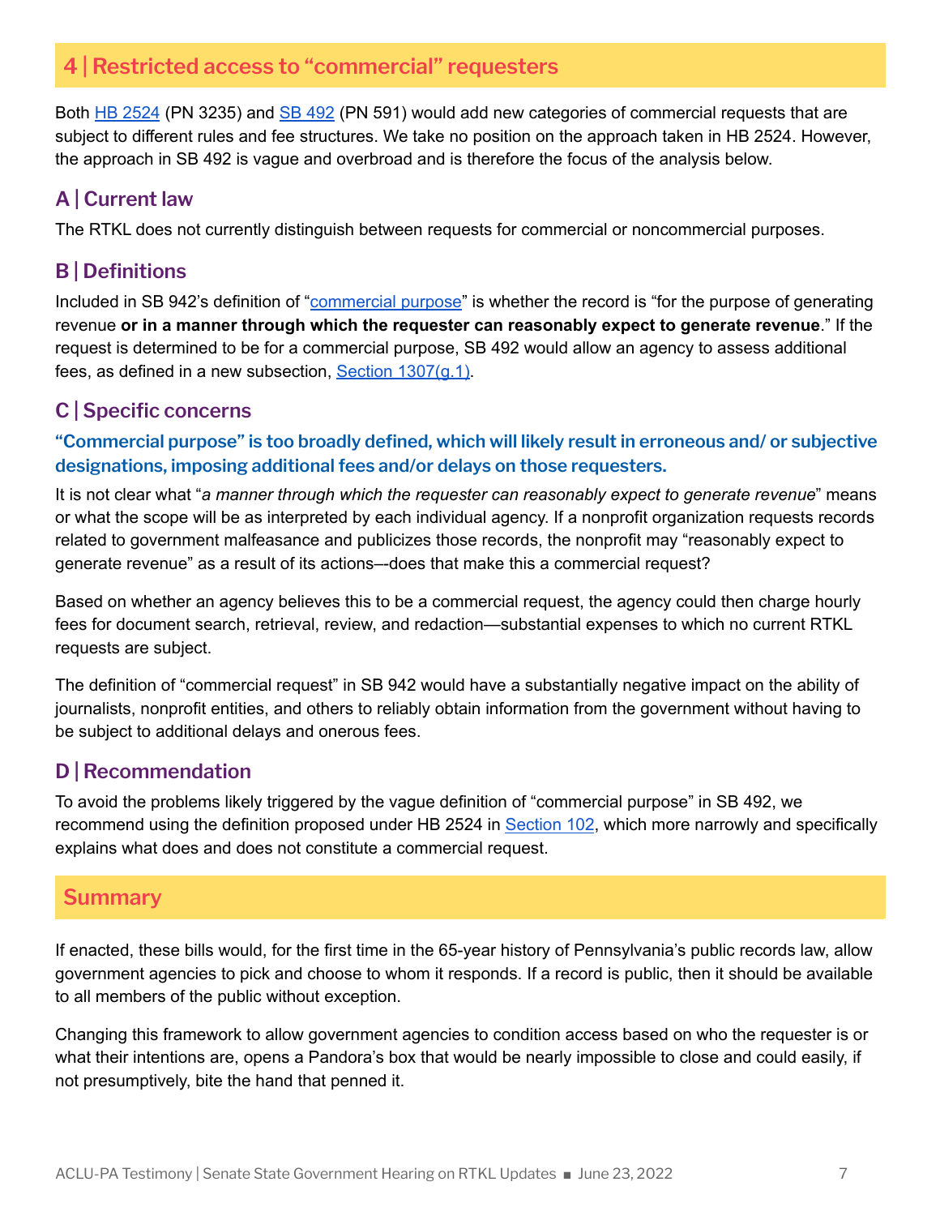## 4 | Restricted access to "commercial" requesters

Both HB 2524 (PN 3235) and SB 492 (PN 591) would add new categories of commercial requests that are subject to different rules and fee structures. We take no position on the approach taken in HB 2524. However, the approach in SB 492 is vague and overbroad and is therefore the focus of the analysis below.

### A | Current law

The RTKL does not currently distinguish between requests for commercial or noncommercial purposes.

### B | Definitions

Included in SB 942's definition of "commercial purpose" is whether the record is "for the purpose of generating revenue **or in a manner through which the requester can reasonably expect to generate revenue**." If the request is determined to be for a commercial purpose, SB 492 would allow an agency to assess additional fees, as defined in a new subsection, Section 1307(g.1).

### C | Specific concerns

#### "Commercial purpose" is too broadly defined, which will likely result in erroneous and/ or subjective designations, imposing additional fees and/or delays on those requesters.

It is not clear what "*a manner through which the requester can reasonably expect to generate revenue*" means or what the scope will be as interpreted by each individual agency. If a nonprofit organization requests records related to government malfeasance and publicizes those records, the nonprofit may "reasonably expect to generate revenue" as a result of its actions–-does that make this a commercial request?

Based on whether an agency believes this to be a commercial request, the agency could then charge hourly fees for document search, retrieval, review, and redaction—substantial expenses to which no current RTKL requests are subject.

The definition of "commercial request" in SB 942 would have a substantially negative impact on the ability of journalists, nonprofit entities, and others to reliably obtain information from the government without having to be subject to additional delays and onerous fees.

### D | Recommendation

To avoid the problems likely triggered by the vague definition of "commercial purpose" in SB 492, we recommend using the definition proposed under HB 2524 in Section 102, which more narrowly and specifically explains what does and does not constitute a commercial request.

## Summary

If enacted, these bills would, for the first time in the 65-year history of Pennsylvania's public records law, allow government agencies to pick and choose to whom it responds. If a record is public, then it should be available to all members of the public without exception.

Changing this framework to allow government agencies to condition access based on who the requester is or what their intentions are, opens a Pandora's box that would be nearly impossible to close and could easily, if not presumptively, bite the hand that penned it.